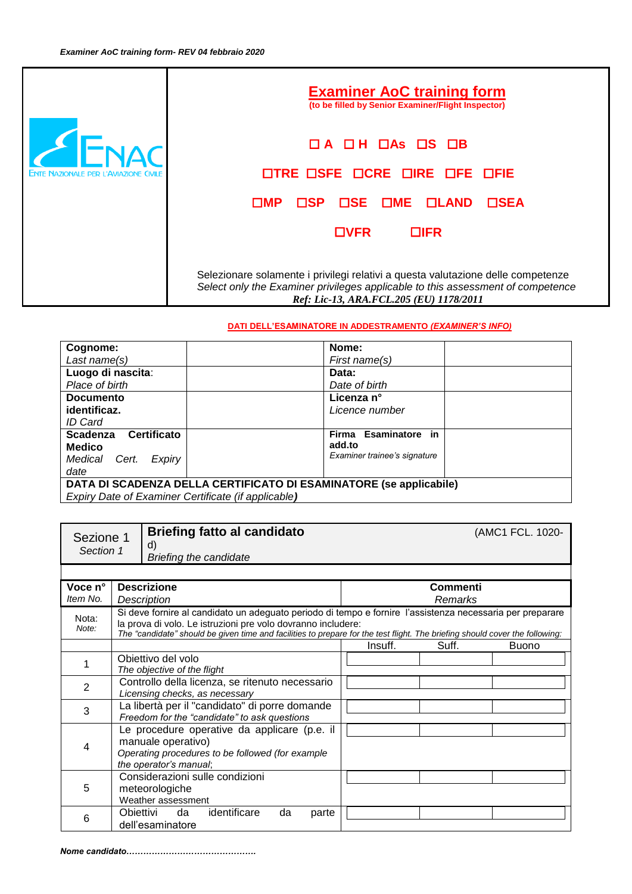*Examiner AoC training form- REV 04 febbraio 2020*

ENTE NAZIONALE PER L'AVIAZIONE CIVILE

# Examiner AoC training form

**(to be filled by Senior Examiner/Flight Inspector)**

☐ A ☐ H ☐As ☐S ☐B

☐TRE ☐SFE ☐CRE ☐IRE ☐FE ☐FIE

☐MP ☐SP ☐SE ☐ME ☐LAND ☐SEA

☐VFR ☐IFR

Selezionare solamente i privilegi relativi a questa valutazione delle competenze
*Select only the Examiner privileges applicable to this assessment of competence*
*Ref: Lic-13, ARA.FCL.205 (EU) 1178/2011*

**DATI DELL'ESAMINATORE IN ADDESTRAMENTO *(EXAMINER'S INFO)***

| | | | |
|---|---|---|---|
| **Cognome:** *Last name(s)* | | **Nome:** *First name(s)* | |
| **Luogo di nascita**: *Place of birth* | | **Data:** *Date of birth* | |
| **Documento identificaz.** *ID Card* | | **Licenza n°** *Licence number* | |
| **Scadenza Certificato Medico** *Medical Cert. Expiry date* | | **Firma Esaminatore in add.to** *Examiner trainee's signature* | |
| **DATA DI SCADENZA DELLA CERTIFICATO DI ESAMINATORE (se applicabile)** *Expiry Date of Examiner Certificate (if applicable)* | | | |

| Sezione 1 *Section 1* | **Briefing fatto al candidato** *Briefing the candidate* | (AMC1 FCL. 1020- d) | | |
|---|---|---|---|---|
| **Voce n°** *Item No.* | **Descrizione** *Description* | **Commenti** *Remarks* | | |
| Nota: *Note:* | Si deve fornire al candidato un adeguato periodo di tempo e fornire l'assistenza necessaria per preparare la prova di volo. Le istruzioni pre volo dovranno includere: *The "candidate" should be given time and facilities to prepare for the test flight. The briefing should cover the following:* | | | |
| | | Insuff. | Suff. | Buono |
| 1 | Obiettivo del volo *The objective of the flight* | | | |
| 2 | Controllo della licenza, se ritenuto necessario *Licensing checks, as necessary* | | | |
| 3 | La libertà per il "candidato" di porre domande *Freedom for the "candidate" to ask questions* | | | |
| 4 | Le procedure operative da applicare (p.e. il manuale operativo) *Operating procedures to be followed (for example the operator's manual;* | | | |
| 5 | Considerazioni sulle condizioni meteorologiche Weather assessment | | | |
| 6 | Obiettivi da identificare da parte dell'esaminatore | | | |

***Nome candidato………………………………………***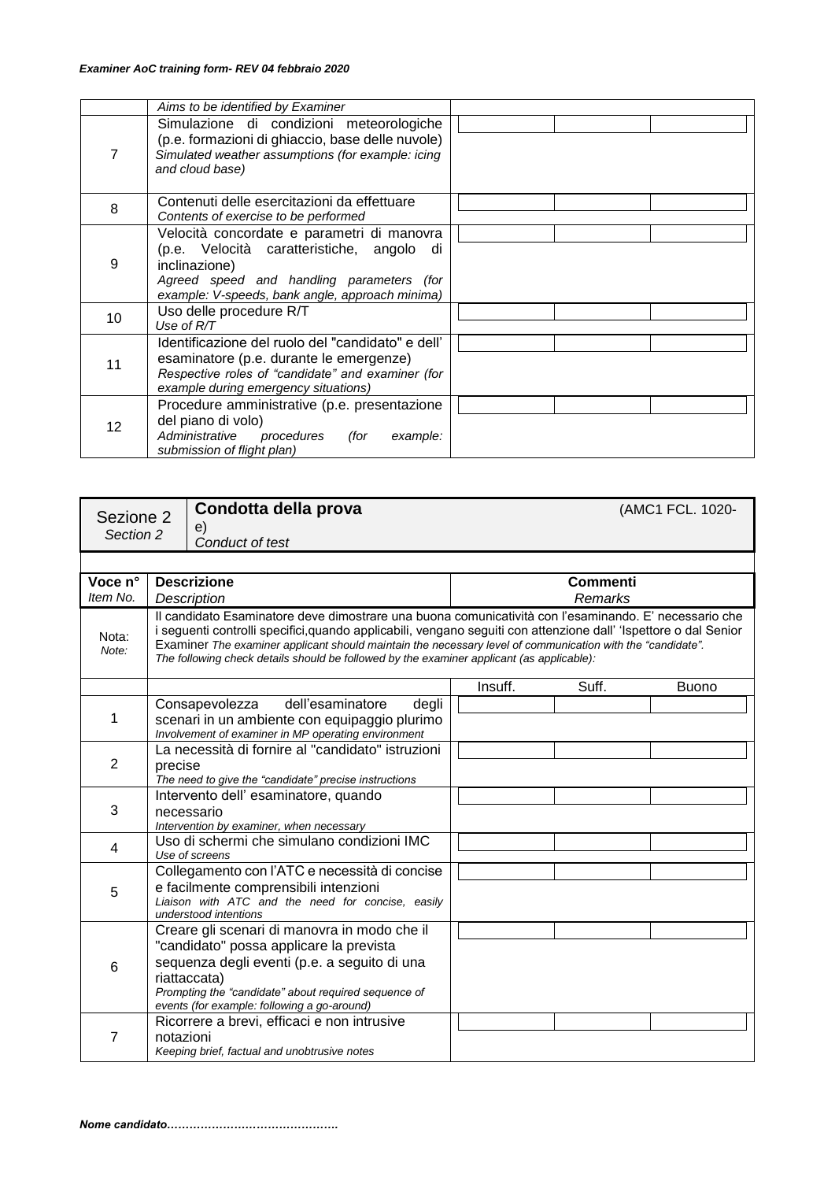|  | Aims to be identified by Examiner |  |  |  |
|---|---|---|---|---|
| 7 | Simulazione di condizioni meteorologiche (p.e. formazioni di ghiaccio, base delle nuvole)<br>*Simulated weather assumptions (for example: icing and cloud base)* |  |  |  |
| 8 | Contenuti delle esercitazioni da effettuare<br>*Contents of exercise to be performed* |  |  |  |
| 9 | Velocità concordate e parametri di manovra (p.e. Velocità caratteristiche, angolo di inclinazione)<br>*Agreed speed and handling parameters (for example: V-speeds, bank angle, approach minima)* |  |  |  |
| 10 | Uso delle procedure R/T<br>*Use of R/T* |  |  |  |
| 11 | Identificazione del ruolo del "candidato" e dell' esaminatore (p.e. durante le emergenze)<br>*Respective roles of "candidate" and examiner (for example during emergency situations)* |  |  |  |
| 12 | Procedure amministrative (p.e. presentazione del piano di volo)<br>*Administrative procedures (for example: submission of flight plan)* |  |  |  |

| Sezione 2<br>*Section 2* | **Condotta della prova** (AMC1 FCL. 1020-e)<br>*Conduct of test* |
|---|---|

| Voce n°<br>*Item No.* | **Descrizione**<br>*Description* | **Commenti**<br>*Remarks* | | |
|---|---|---|---|---|
| Nota:<br>*Note:* | Il candidato Esaminatore deve dimostrare una buona comunicatività con l'esaminando. E' necessario che i seguenti controlli specifici,quando applicabili, vengano seguiti con attenzione dall' 'Ispettore o dal Senior Examiner *The examiner applicant should maintain the necessary level of communication with the "candidate". The following check details should be followed by the examiner applicant (as applicable):* | | | |
|  |  | Insuff. | Suff. | Buono |
| 1 | Consapevolezza dell'esaminatore degli scenari in un ambiente con equipaggio plurimo<br>*Involvement of examiner in MP operating environment* |  |  |  |
| 2 | La necessità di fornire al "candidato" istruzioni precise<br>*The need to give the "candidate" precise instructions* |  |  |  |
| 3 | Intervento dell' esaminatore, quando necessario<br>*Intervention by examiner, when necessary* |  |  |  |
| 4 | Uso di schermi che simulano condizioni IMC<br>*Use of screens* |  |  |  |
| 5 | Collegamento con l'ATC e necessità di concise e facilmente comprensibili intenzioni<br>*Liaison with ATC and the need for concise, easily understood intentions* |  |  |  |
| 6 | Creare gli scenari di manovra in modo che il "candidato" possa applicare la prevista sequenza degli eventi (p.e. a seguito di una riattaccata)<br>*Prompting the "candidate" about required sequence of events (for example: following a go-around)* |  |  |  |
| 7 | Ricorrere a brevi, efficaci e non intrusive notazioni<br>*Keeping brief, factual and unobtrusive notes* |  |  |  |

***Nome candidato……………………………………….***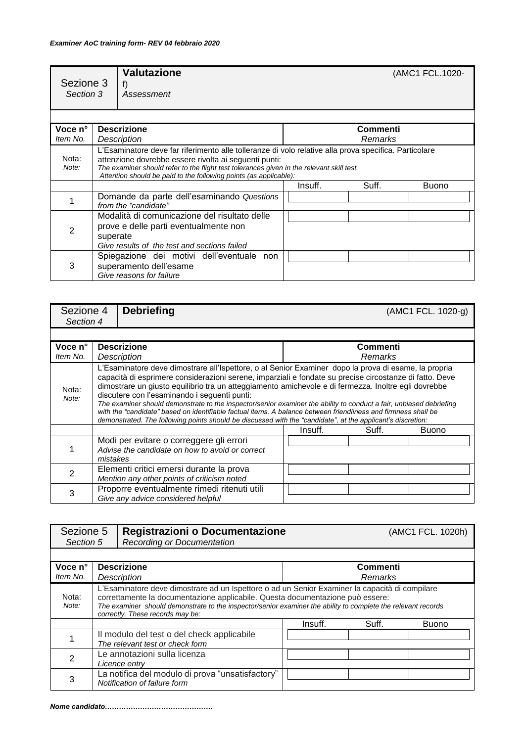*Examiner AoC training form- REV 04 febbraio 2020*

| Sezione 3 *Section 3* | **Valutazione** *Assessment* (AMC1 FCL.1020-f) | | |
|---|---|---|---|

| Voce n° *Item No.* | **Descrizione** *Description* | **Commenti** *Remarks* | | |
|---|---|---|---|---|
| Nota: *Note:* | L'Esaminatore deve far riferimento alle tolleranze di volo relative alla prova specifica. Particolare attenzione dovrebbe essere rivolta ai seguenti punti: *The examiner should refer to the flight test tolerances given in the relevant skill test. Attention should be paid to the following points (as applicable):* | | | |
| | | Insuff. | Suff. | Buono |
| 1 | Domande da parte dell'esaminando *Questions from the "candidate"* | | | |
| 2 | Modalità di comunicazione del risultato delle prove e delle parti eventualmente non superate *Give results of the test and sections failed* | | | |
| 3 | Spiegazione dei motivi dell'eventuale non superamento dell'esame *Give reasons for failure* | | | |

| Sezione 4 *Section 4* | **Debriefing** (AMC1 FCL. 1020-g) | | |
|---|---|---|---|

| Voce n° *Item No.* | **Descrizione** *Description* | **Commenti** *Remarks* | | |
|---|---|---|---|---|
| Nota: *Note:* | L'Esaminatore deve dimostrare all'Ispettore, o al Senior Examiner dopo la prova di esame, la propria capacità di esprimere considerazioni serene, imparziali e fondate su precise circostanze di fatto. Deve dimostrare un giusto equilibrio tra un atteggiamento amichevole e di fermezza. Inoltre egli dovrebbe discutere con l'esaminando i seguenti punti: *The examiner should demonstrate to the inspector/senior examiner the ability to conduct a fair, unbiased debriefing with the "candidate" based on identifiable factual items. A balance between friendliness and firmness shall be demonstrated. The following points should be discussed with the "candidate", at the applicant's discretion:* | | | |
| | | Insuff. | Suff. | Buono |
| 1 | Modi per evitare o correggere gli errori *Advise the candidate on how to avoid or correct mistakes* | | | |
| 2 | Elementi critici emersi durante la prova *Mention any other points of criticism noted* | | | |
| 3 | Proporre eventualmente rimedi ritenuti utili *Give any advice considered helpful* | | | |

| Sezione 5 *Section 5* | **Registrazioni o Documentazione** *Recording or Documentation* (AMC1 FCL. 1020h) | | |
|---|---|---|---|

| Voce n° *Item No.* | **Descrizione** *Description* | **Commenti** *Remarks* | | |
|---|---|---|---|---|
| Nota: *Note:* | L'Esaminatore deve dimostrare ad un Ispettore o ad un Senior Examiner la capacità di compilare correttamente la documentazione applicabile. Questa documentazione può essere: *The examiner should demonstrate to the inspector/senior examiner the ability to complete the relevant records correctly. These records may be:* | | | |
| | | Insuff. | Suff. | Buono |
| 1 | Il modulo del test o del check applicabile *The relevant test or check form* | | | |
| 2 | Le annotazioni sulla licenza *Licence entry* | | | |
| 3 | La notifica del modulo di prova "unsatisfactory" *Notification of failure form* | | | |

***Nome candidato……………………………………….***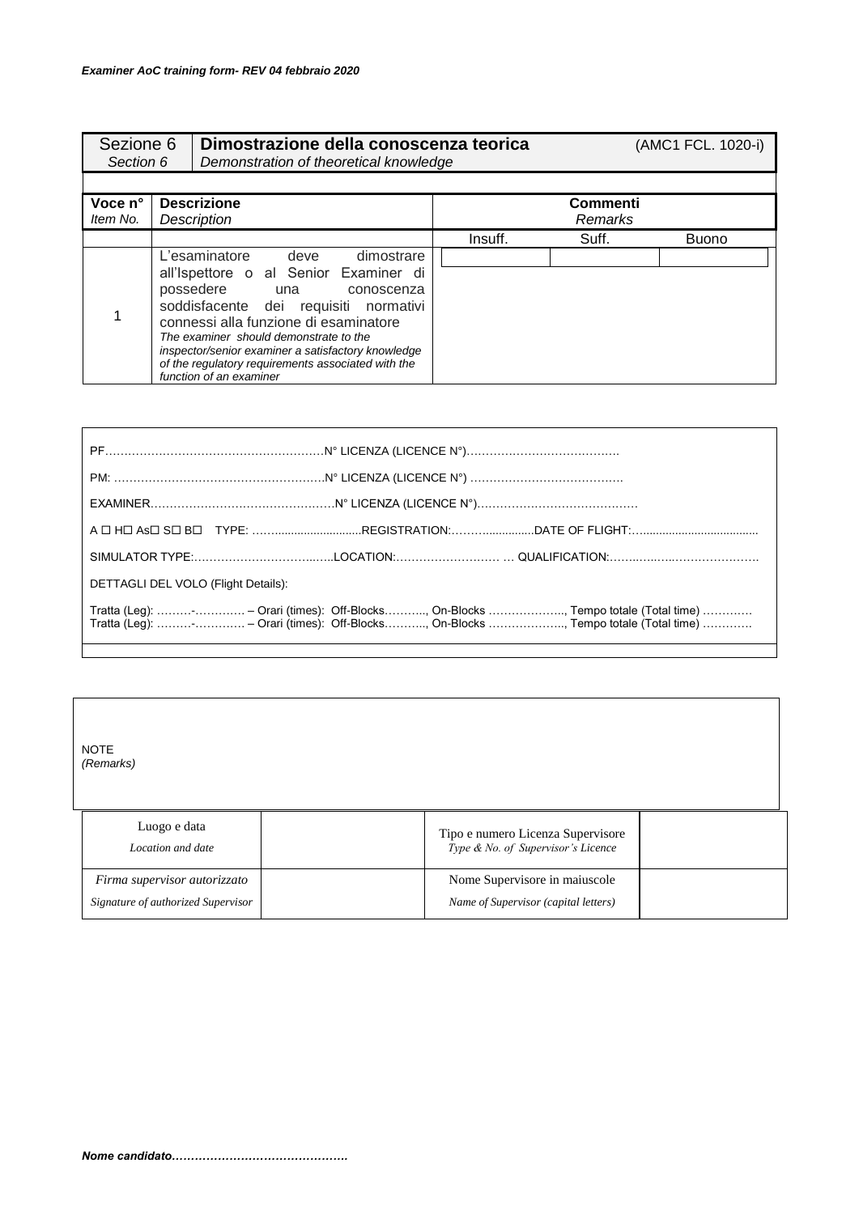*Examiner AoC training form- REV 04 febbraio 2020*

| Sezione 6 *Section 6* | **Dimostrazione della conoscenza teorica** *Demonstration of theoretical knowledge* | (AMC1 FCL. 1020-i) | | |
|---|---|---|---|---|
| **Voce n°** *Item No.* | **Descrizione** *Description* | **Commenti** *Remarks* | | |
| | | Insuff. | Suff. | Buono |
| 1 | L'esaminatore deve dimostrare all'Ispettore o al Senior Examiner di possedere una conoscenza soddisfacente dei requisiti normativi connessi alla funzione di esaminatore *The examiner should demonstrate to the inspector/senior examiner a satisfactory knowledge of the regulatory requirements associated with the function of an examiner* | | | |

PF……………………………………………….N° LICENZA (LICENCE N°)………………………………….

PM: ……………………………………………..N° LICENZA (LICENCE N°) ………………………………….

EXAMINER…………………………………………N° LICENZA (LICENCE N°)……………………………………

A ☐ H☐ As☐ S☐ B☐ TYPE: ……..........................REGISTRATION:……….............DATE OF FLIGHT:…..................................

SIMULATOR TYPE:…………………………..…..LOCATION:……………………… … QUALIFICATION:……..……..………………….

DETTAGLI DEL VOLO (Flight Details):

Tratta (Leg): ………-…………. – Orari (times): Off-Blocks……….., On-Blocks ……………….., Tempo totale (Total time) …………
Tratta (Leg): ………-…………. – Orari (times): Off-Blocks……….., On-Blocks ……………….., Tempo totale (Total time) …………

NOTE
*(Remarks)*

| | | | |
|---|---|---|---|
| Luogo e data *Location and date* | | Tipo e numero Licenza Supervisore *Type & No. of Supervisor's Licence* | |
| *Firma supervisor autorizzato* *Signature of authorized Supervisor* | | Nome Supervisore in maiuscole *Name of Supervisor (capital letters)* | |

***Nome candidato……………………………………….***